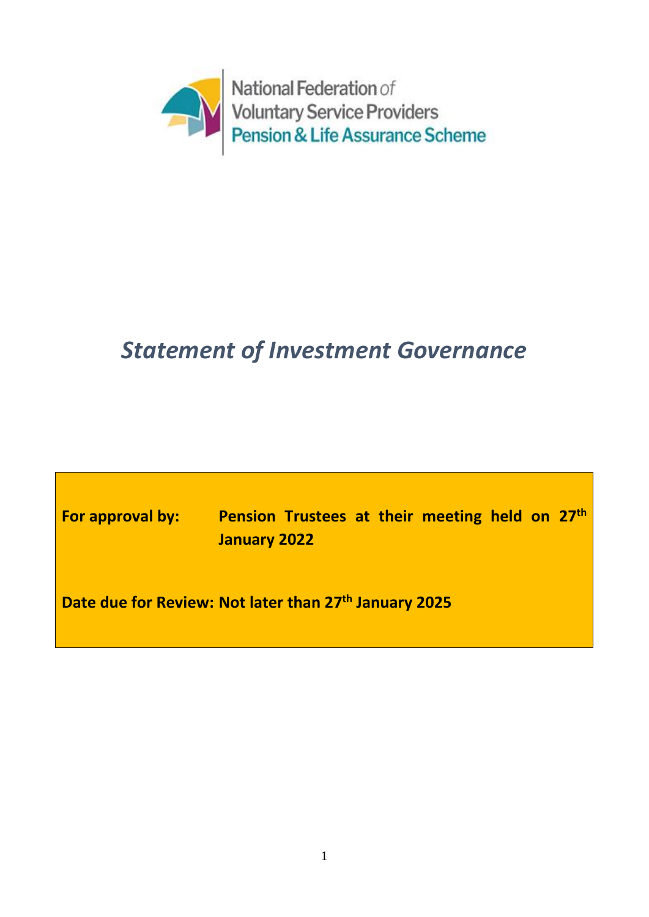National Federation *of*
Voluntary Service Providers
Pension & Life Assurance Scheme

# *Statement of Investment Governance*

**For approval by:** **Pension Trustees at their meeting held on 27th January 2022**

**Date due for Review: Not later than 27th January 2025**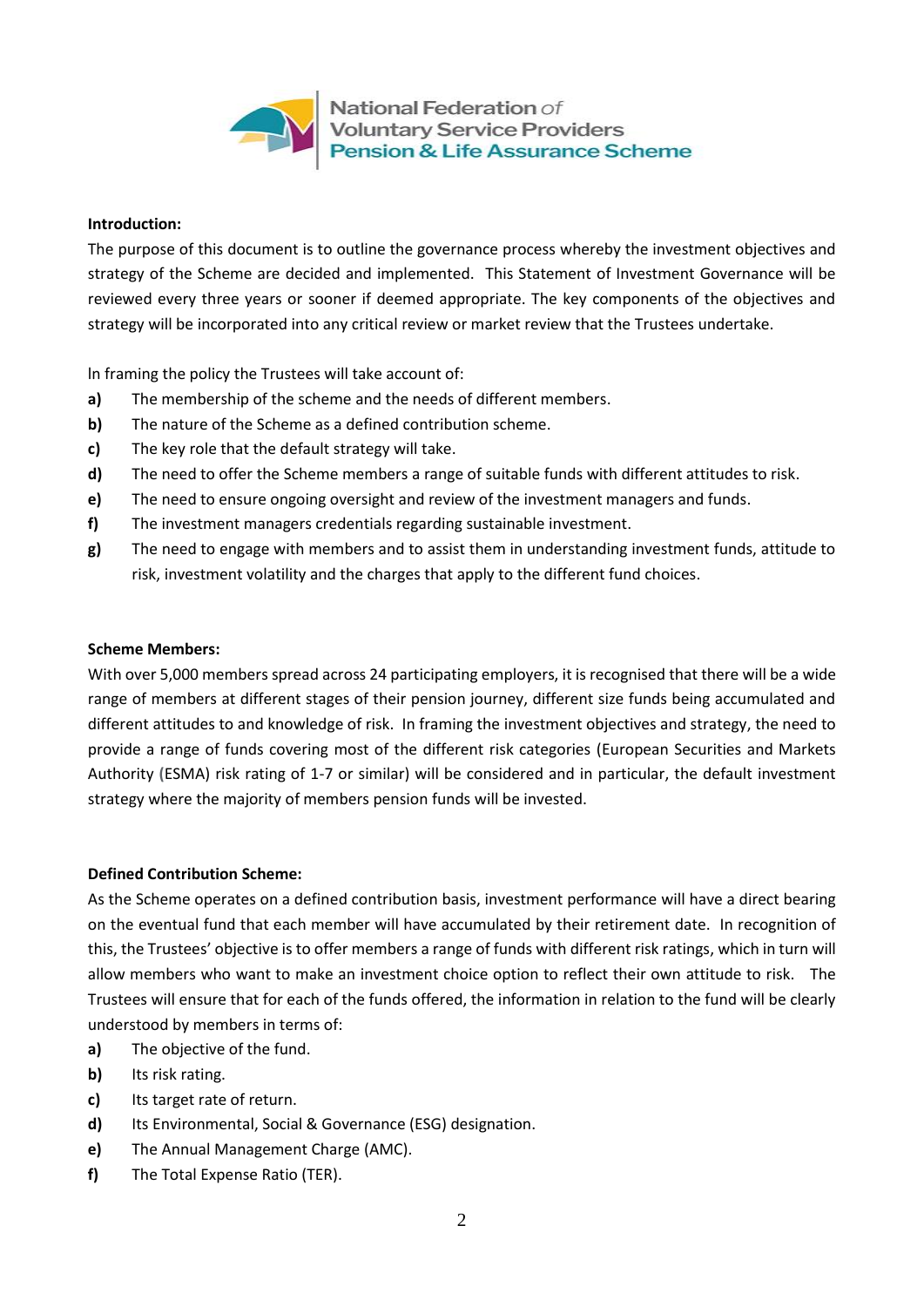National Federation *of* Voluntary Service Providers
Pension & Life Assurance Scheme

**Introduction:**

The purpose of this document is to outline the governance process whereby the investment objectives and strategy of the Scheme are decided and implemented. This Statement of Investment Governance will be reviewed every three years or sooner if deemed appropriate. The key components of the objectives and strategy will be incorporated into any critical review or market review that the Trustees undertake.

In framing the policy the Trustees will take account of:

**a)** The membership of the scheme and the needs of different members.

**b)** The nature of the Scheme as a defined contribution scheme.

**c)** The key role that the default strategy will take.

**d)** The need to offer the Scheme members a range of suitable funds with different attitudes to risk.

**e)** The need to ensure ongoing oversight and review of the investment managers and funds.

**f)** The investment managers credentials regarding sustainable investment.

**g)** The need to engage with members and to assist them in understanding investment funds, attitude to risk, investment volatility and the charges that apply to the different fund choices.

**Scheme Members:**

With over 5,000 members spread across 24 participating employers, it is recognised that there will be a wide range of members at different stages of their pension journey, different size funds being accumulated and different attitudes to and knowledge of risk. In framing the investment objectives and strategy, the need to provide a range of funds covering most of the different risk categories (European Securities and Markets Authority (ESMA) risk rating of 1-7 or similar) will be considered and in particular, the default investment strategy where the majority of members pension funds will be invested.

**Defined Contribution Scheme:**

As the Scheme operates on a defined contribution basis, investment performance will have a direct bearing on the eventual fund that each member will have accumulated by their retirement date. In recognition of this, the Trustees' objective is to offer members a range of funds with different risk ratings, which in turn will allow members who want to make an investment choice option to reflect their own attitude to risk. The Trustees will ensure that for each of the funds offered, the information in relation to the fund will be clearly understood by members in terms of:

**a)** The objective of the fund.

**b)** Its risk rating.

**c)** Its target rate of return.

**d)** Its Environmental, Social & Governance (ESG) designation.

**e)** The Annual Management Charge (AMC).

**f)** The Total Expense Ratio (TER).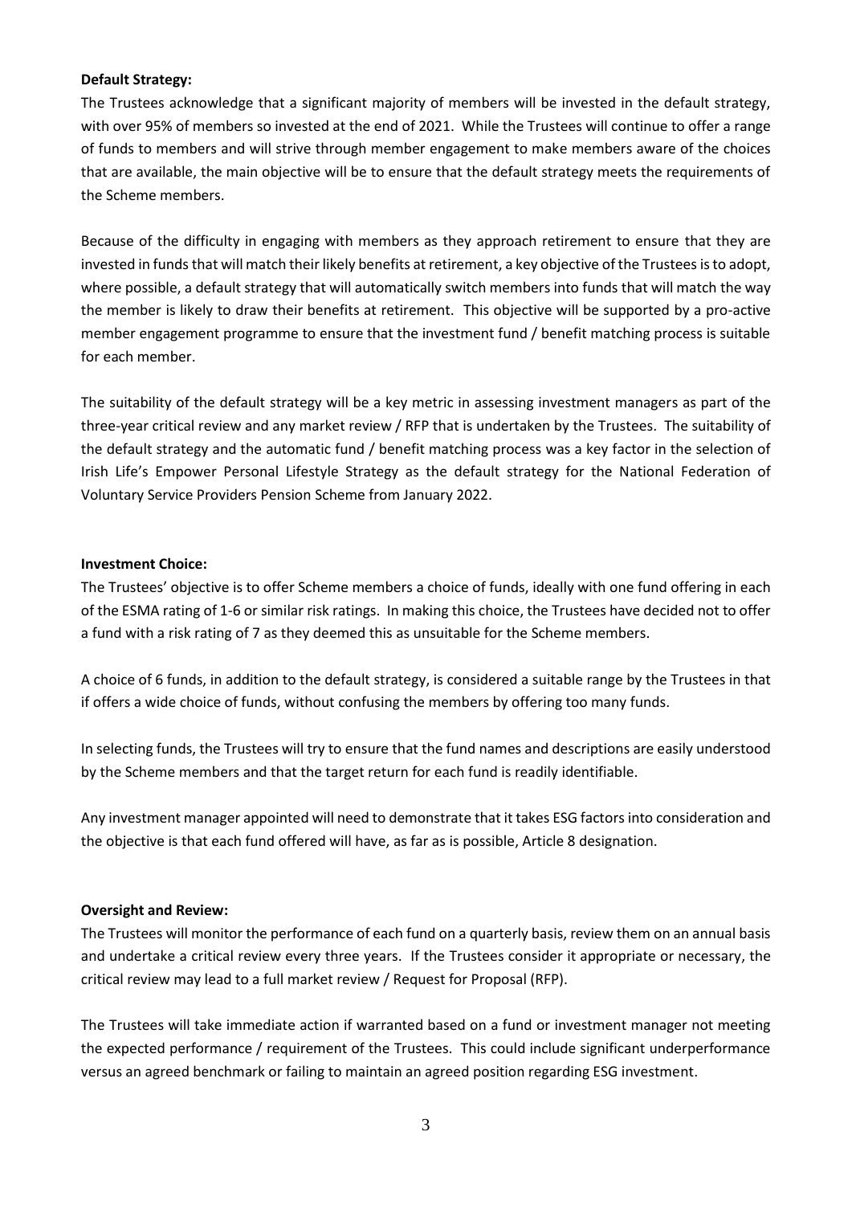**Default Strategy:**

The Trustees acknowledge that a significant majority of members will be invested in the default strategy, with over 95% of members so invested at the end of 2021. While the Trustees will continue to offer a range of funds to members and will strive through member engagement to make members aware of the choices that are available, the main objective will be to ensure that the default strategy meets the requirements of the Scheme members.

Because of the difficulty in engaging with members as they approach retirement to ensure that they are invested in funds that will match their likely benefits at retirement, a key objective of the Trustees is to adopt, where possible, a default strategy that will automatically switch members into funds that will match the way the member is likely to draw their benefits at retirement. This objective will be supported by a pro-active member engagement programme to ensure that the investment fund / benefit matching process is suitable for each member.

The suitability of the default strategy will be a key metric in assessing investment managers as part of the three-year critical review and any market review / RFP that is undertaken by the Trustees. The suitability of the default strategy and the automatic fund / benefit matching process was a key factor in the selection of Irish Life's Empower Personal Lifestyle Strategy as the default strategy for the National Federation of Voluntary Service Providers Pension Scheme from January 2022.

**Investment Choice:**

The Trustees' objective is to offer Scheme members a choice of funds, ideally with one fund offering in each of the ESMA rating of 1-6 or similar risk ratings. In making this choice, the Trustees have decided not to offer a fund with a risk rating of 7 as they deemed this as unsuitable for the Scheme members.

A choice of 6 funds, in addition to the default strategy, is considered a suitable range by the Trustees in that if offers a wide choice of funds, without confusing the members by offering too many funds.

In selecting funds, the Trustees will try to ensure that the fund names and descriptions are easily understood by the Scheme members and that the target return for each fund is readily identifiable.

Any investment manager appointed will need to demonstrate that it takes ESG factors into consideration and the objective is that each fund offered will have, as far as is possible, Article 8 designation.

**Oversight and Review:**

The Trustees will monitor the performance of each fund on a quarterly basis, review them on an annual basis and undertake a critical review every three years. If the Trustees consider it appropriate or necessary, the critical review may lead to a full market review / Request for Proposal (RFP).

The Trustees will take immediate action if warranted based on a fund or investment manager not meeting the expected performance / requirement of the Trustees. This could include significant underperformance versus an agreed benchmark or failing to maintain an agreed position regarding ESG investment.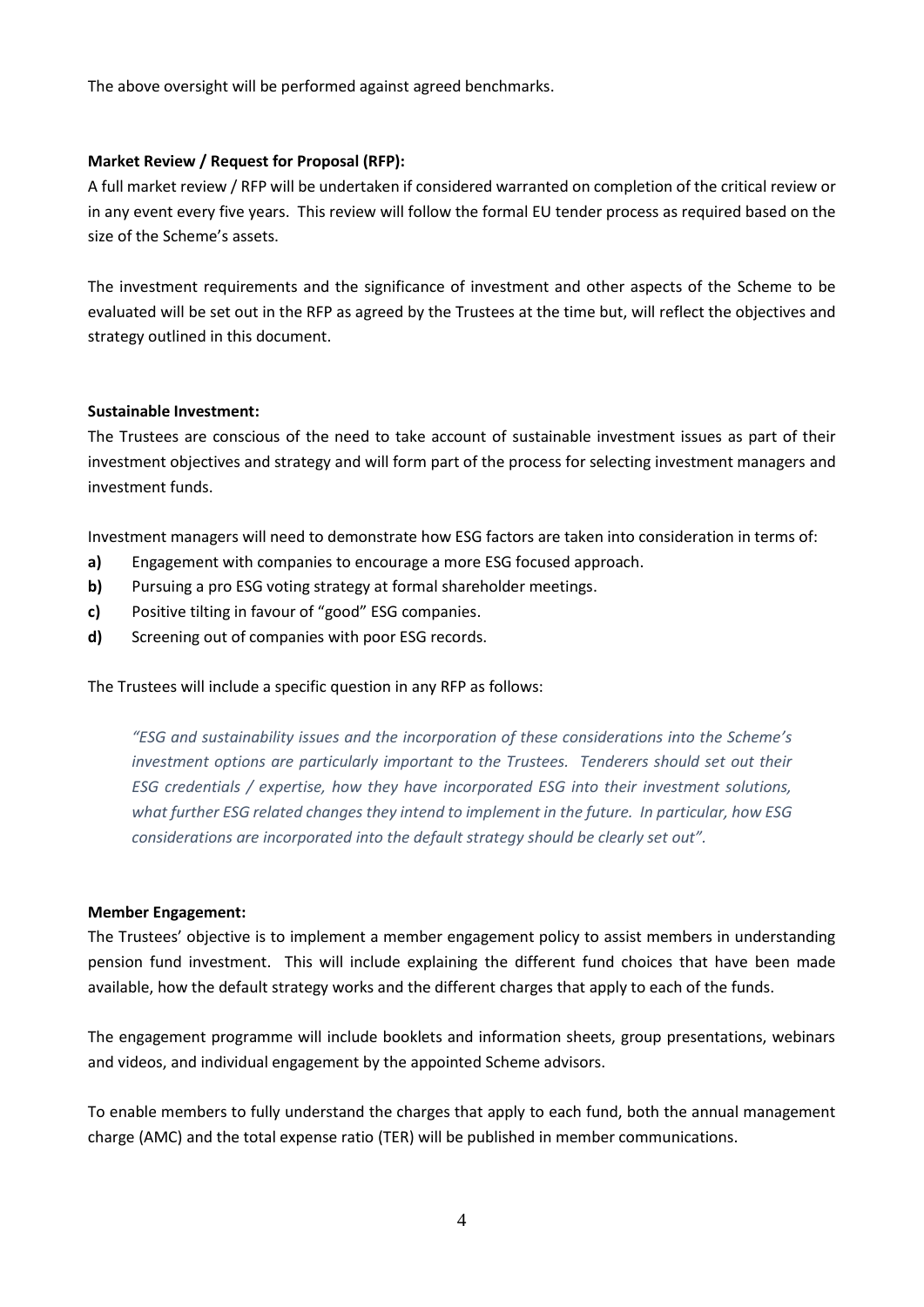The above oversight will be performed against agreed benchmarks.

**Market Review / Request for Proposal (RFP):**

A full market review / RFP will be undertaken if considered warranted on completion of the critical review or in any event every five years. This review will follow the formal EU tender process as required based on the size of the Scheme's assets.

The investment requirements and the significance of investment and other aspects of the Scheme to be evaluated will be set out in the RFP as agreed by the Trustees at the time but, will reflect the objectives and strategy outlined in this document.

**Sustainable Investment:**

The Trustees are conscious of the need to take account of sustainable investment issues as part of their investment objectives and strategy and will form part of the process for selecting investment managers and investment funds.

Investment managers will need to demonstrate how ESG factors are taken into consideration in terms of:

- **a)** Engagement with companies to encourage a more ESG focused approach.
- **b)** Pursuing a pro ESG voting strategy at formal shareholder meetings.
- **c)** Positive tilting in favour of "good" ESG companies.
- **d)** Screening out of companies with poor ESG records.

The Trustees will include a specific question in any RFP as follows:

> *"ESG and sustainability issues and the incorporation of these considerations into the Scheme's investment options are particularly important to the Trustees. Tenderers should set out their ESG credentials / expertise, how they have incorporated ESG into their investment solutions, what further ESG related changes they intend to implement in the future. In particular, how ESG considerations are incorporated into the default strategy should be clearly set out".*

**Member Engagement:**

The Trustees' objective is to implement a member engagement policy to assist members in understanding pension fund investment. This will include explaining the different fund choices that have been made available, how the default strategy works and the different charges that apply to each of the funds.

The engagement programme will include booklets and information sheets, group presentations, webinars and videos, and individual engagement by the appointed Scheme advisors.

To enable members to fully understand the charges that apply to each fund, both the annual management charge (AMC) and the total expense ratio (TER) will be published in member communications.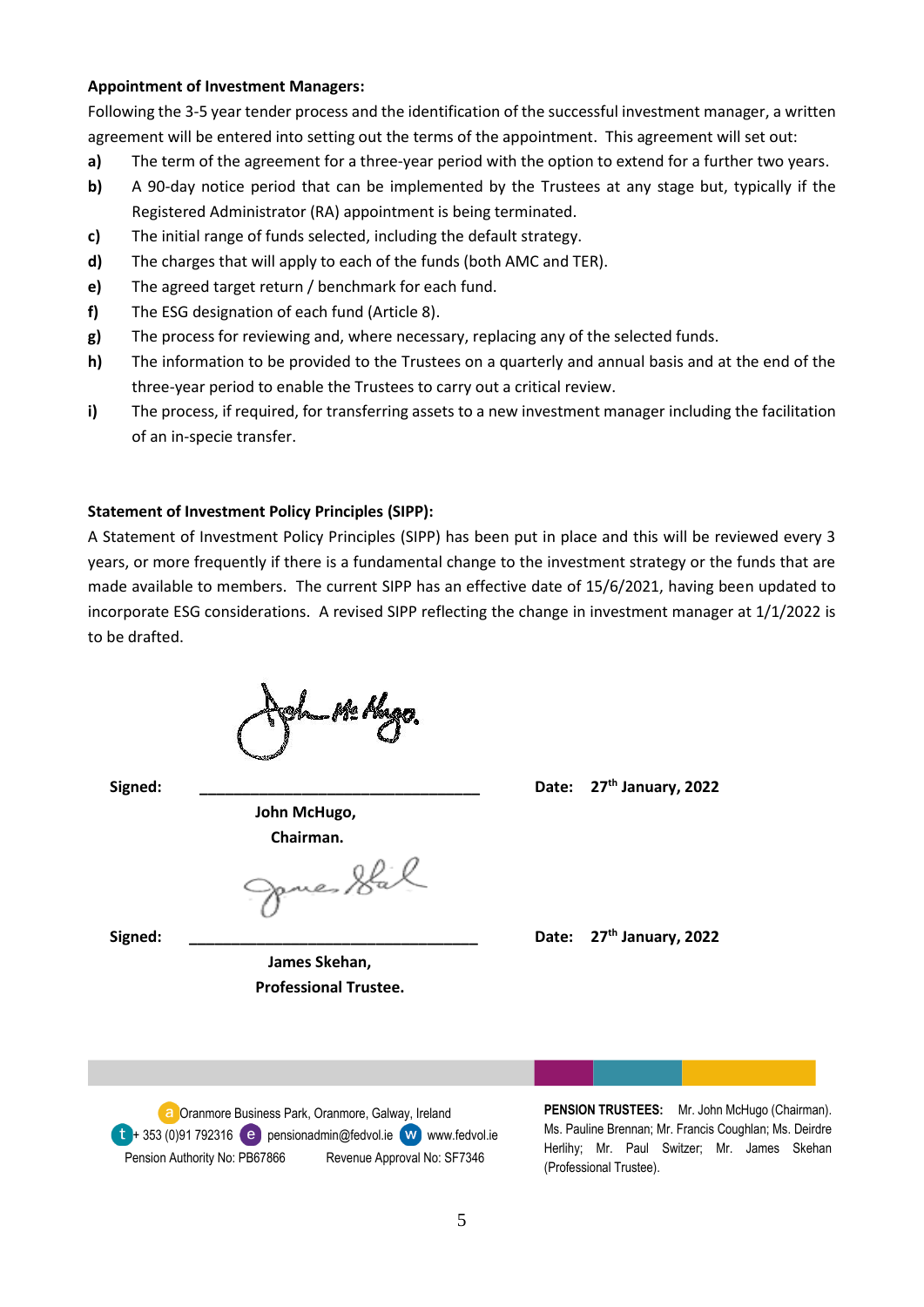**Appointment of Investment Managers:**

Following the 3-5 year tender process and the identification of the successful investment manager, a written agreement will be entered into setting out the terms of the appointment. This agreement will set out:

- **a)** The term of the agreement for a three-year period with the option to extend for a further two years.
- **b)** A 90-day notice period that can be implemented by the Trustees at any stage but, typically if the Registered Administrator (RA) appointment is being terminated.
- **c)** The initial range of funds selected, including the default strategy.
- **d)** The charges that will apply to each of the funds (both AMC and TER).
- **e)** The agreed target return / benchmark for each fund.
- **f)** The ESG designation of each fund (Article 8).
- **g)** The process for reviewing and, where necessary, replacing any of the selected funds.
- **h)** The information to be provided to the Trustees on a quarterly and annual basis and at the end of the three-year period to enable the Trustees to carry out a critical review.
- **i)** The process, if required, for transferring assets to a new investment manager including the facilitation of an in-specie transfer.

**Statement of Investment Policy Principles (SIPP):**

A Statement of Investment Policy Principles (SIPP) has been put in place and this will be reviewed every 3 years, or more frequently if there is a fundamental change to the investment strategy or the funds that are made available to members. The current SIPP has an effective date of 15/6/2021, having been updated to incorporate ESG considerations. A revised SIPP reflecting the change in investment manager at 1/1/2022 is to be drafted.

**Signed:** ________________________________ **Date: 27th January, 2022**

**John McHugo,**
**Chairman.**

**Signed:** ________________________________ **Date: 27th January, 2022**

**James Skehan,**
**Professional Trustee.**

Oranmore Business Park, Oranmore, Galway, Ireland
t + 353 (0)91 792316 e pensionadmin@fedvol.ie w www.fedvol.ie
Pension Authority No: PB67866 Revenue Approval No: SF7346

**PENSION TRUSTEES:** Mr. John McHugo (Chairman). Ms. Pauline Brennan; Mr. Francis Coughlan; Ms. Deirdre Herlihy; Mr. Paul Switzer; Mr. James Skehan (Professional Trustee).